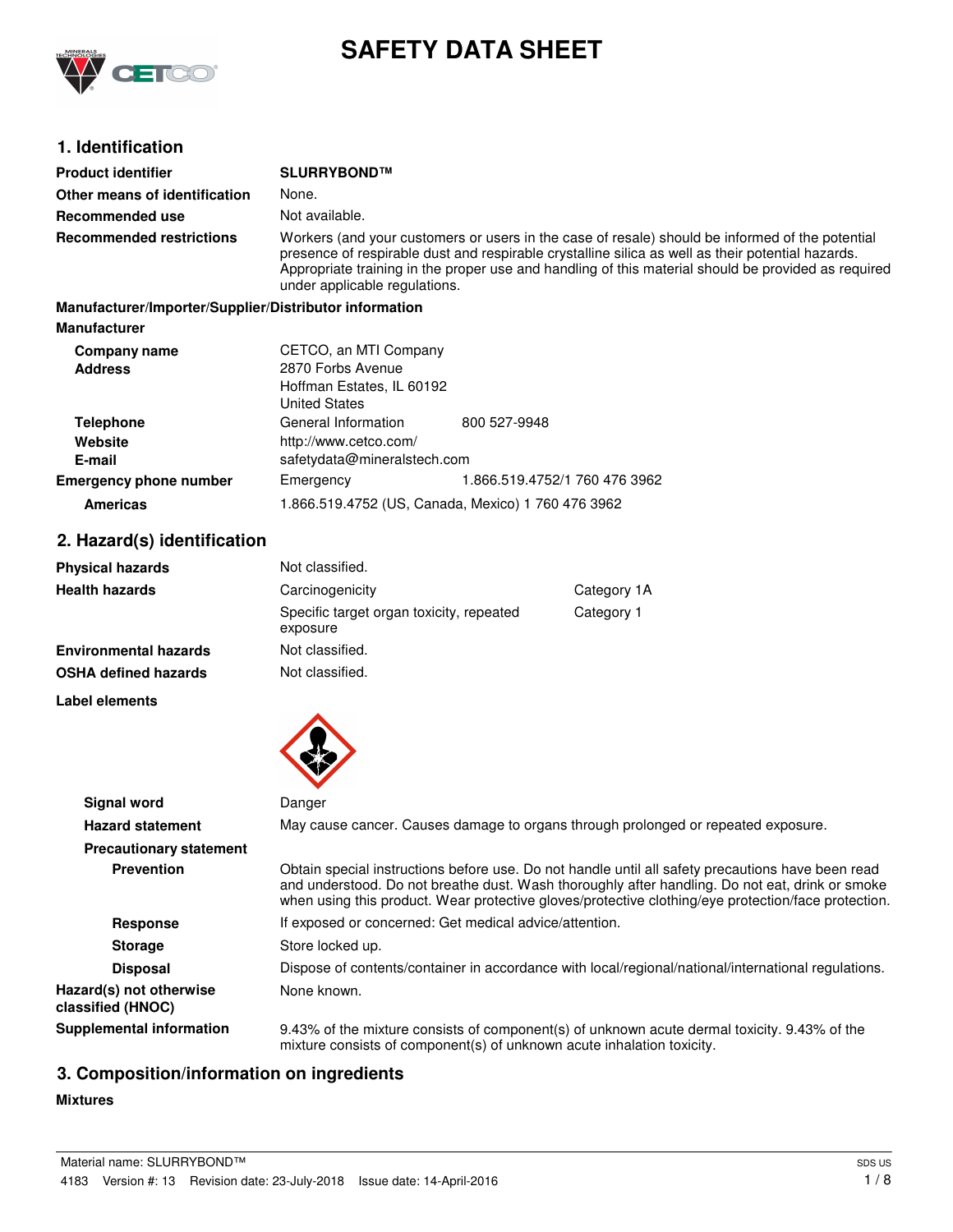# SAFETY DATA SHEET

## 1. Identification

| | |
|---|---|
| **Product identifier** | **SLURRYBOND™** |
| **Other means of identification** | None. |
| **Recommended use** | Not available. |
| **Recommended restrictions** | Workers (and your customers or users in the case of resale) should be informed of the potential presence of respirable dust and respirable crystalline silica as well as their potential hazards. Appropriate training in the proper use and handling of this material should be provided as required under applicable regulations. |

**Manufacturer/Importer/Supplier/Distributor information**

**Manufacturer**

| | | |
|---|---|---|
| **Company name** | CETCO, an MTI Company | |
| **Address** | 2870 Forbs Avenue<br>Hoffman Estates, IL 60192<br>United States | |
| **Telephone** | General Information | 800 527-9948 |
| **Website** | http://www.cetco.com/ | |
| **E-mail** | safetydata@mineralstech.com | |
| **Emergency phone number** | Emergency | 1.866.519.4752/1 760 476 3962 |
| **Americas** | 1.866.519.4752 (US, Canada, Mexico) 1 760 476 3962 | |

## 2. Hazard(s) identification

| | | |
|---|---|---|
| **Physical hazards** | Not classified. | |
| **Health hazards** | Carcinogenicity | Category 1A |
| | Specific target organ toxicity, repeated exposure | Category 1 |
| **Environmental hazards** | Not classified. | |
| **OSHA defined hazards** | Not classified. | |

**Label elements**

| | |
|---|---|
| **Signal word** | Danger |
| **Hazard statement** | May cause cancer. Causes damage to organs through prolonged or repeated exposure. |
| **Precautionary statement** | |
| **Prevention** | Obtain special instructions before use. Do not handle until all safety precautions have been read and understood. Do not breathe dust. Wash thoroughly after handling. Do not eat, drink or smoke when using this product. Wear protective gloves/protective clothing/eye protection/face protection. |
| **Response** | If exposed or concerned: Get medical advice/attention. |
| **Storage** | Store locked up. |
| **Disposal** | Dispose of contents/container in accordance with local/regional/national/international regulations. |
| **Hazard(s) not otherwise classified (HNOC)** | None known. |
| **Supplemental information** | 9.43% of the mixture consists of component(s) of unknown acute dermal toxicity. 9.43% of the mixture consists of component(s) of unknown acute inhalation toxicity. |

## 3. Composition/information on ingredients

**Mixtures**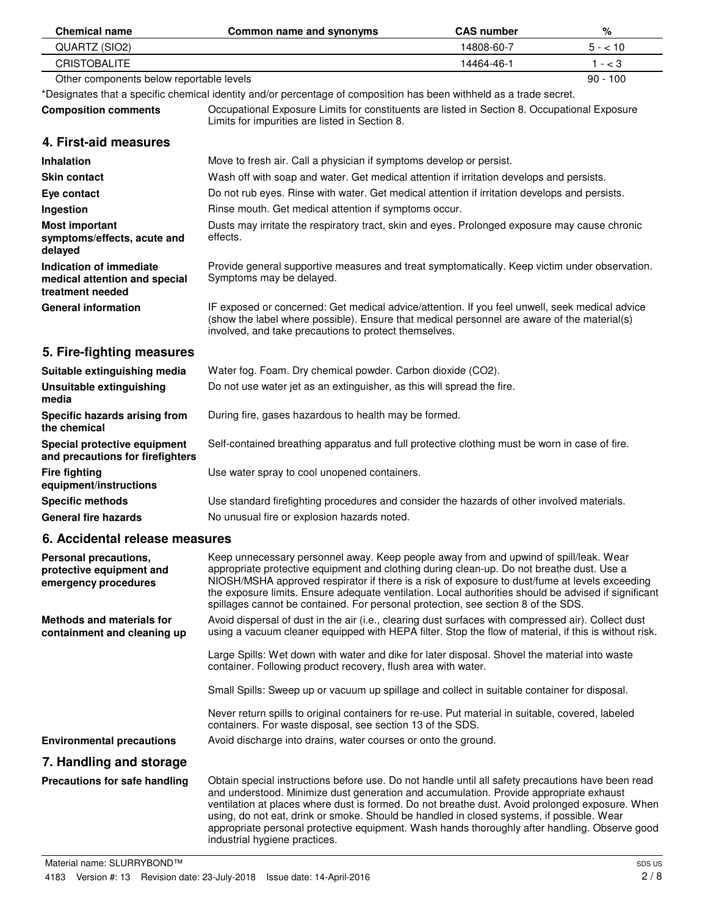| Chemical name | Common name and synonyms | CAS number | % |
|---|---|---|---|
| QUARTZ (SIO2) | | 14808-60-7 | 5 - < 10 |
| CRISTOBALITE | | 14464-46-1 | 1 - < 3 |
| Other components below reportable levels | | | 90 - 100 |

*Designates that a specific chemical identity and/or percentage of composition has been withheld as a trade secret.

**Composition comments** Occupational Exposure Limits for constituents are listed in Section 8. Occupational Exposure Limits for impurities are listed in Section 8.

## 4. First-aid measures

**Inhalation** Move to fresh air. Call a physician if symptoms develop or persist.

**Skin contact** Wash off with soap and water. Get medical attention if irritation develops and persists.

**Eye contact** Do not rub eyes. Rinse with water. Get medical attention if irritation develops and persists.

**Ingestion** Rinse mouth. Get medical attention if symptoms occur.

**Most important symptoms/effects, acute and delayed** Dusts may irritate the respiratory tract, skin and eyes. Prolonged exposure may cause chronic effects.

**Indication of immediate medical attention and special treatment needed** Provide general supportive measures and treat symptomatically. Keep victim under observation. Symptoms may be delayed.

**General information** IF exposed or concerned: Get medical advice/attention. If you feel unwell, seek medical advice (show the label where possible). Ensure that medical personnel are aware of the material(s) involved, and take precautions to protect themselves.

## 5. Fire-fighting measures

**Suitable extinguishing media** Water fog. Foam. Dry chemical powder. Carbon dioxide ($CO_2$).

**Unsuitable extinguishing media** Do not use water jet as an extinguisher, as this will spread the fire.

**Specific hazards arising from the chemical** During fire, gases hazardous to health may be formed.

**Special protective equipment and precautions for firefighters** Self-contained breathing apparatus and full protective clothing must be worn in case of fire.

**Fire fighting equipment/instructions** Use water spray to cool unopened containers.

**Specific methods** Use standard firefighting procedures and consider the hazards of other involved materials.

**General fire hazards** No unusual fire or explosion hazards noted.

## 6. Accidental release measures

**Personal precautions, protective equipment and emergency procedures** Keep unnecessary personnel away. Keep people away from and upwind of spill/leak. Wear appropriate protective equipment and clothing during clean-up. Do not breathe dust. Use a NIOSH/MSHA approved respirator if there is a risk of exposure to dust/fume at levels exceeding the exposure limits. Ensure adequate ventilation. Local authorities should be advised if significant spillages cannot be contained. For personal protection, see section 8 of the SDS.

**Methods and materials for containment and cleaning up** Avoid dispersal of dust in the air (i.e., clearing dust surfaces with compressed air). Collect dust using a vacuum cleaner equipped with HEPA filter. Stop the flow of material, if this is without risk.

Large Spills: Wet down with water and dike for later disposal. Shovel the material into waste container. Following product recovery, flush area with water.

Small Spills: Sweep up or vacuum up spillage and collect in suitable container for disposal.

Never return spills to original containers for re-use. Put material in suitable, covered, labeled containers. For waste disposal, see section 13 of the SDS.

**Environmental precautions** Avoid discharge into drains, water courses or onto the ground.

## 7. Handling and storage

**Precautions for safe handling** Obtain special instructions before use. Do not handle until all safety precautions have been read and understood. Minimize dust generation and accumulation. Provide appropriate exhaust ventilation at places where dust is formed. Do not breathe dust. Avoid prolonged exposure. When using, do not eat, drink or smoke. Should be handled in closed systems, if possible. Wear appropriate personal protective equipment. Wash hands thoroughly after handling. Observe good industrial hygiene practices.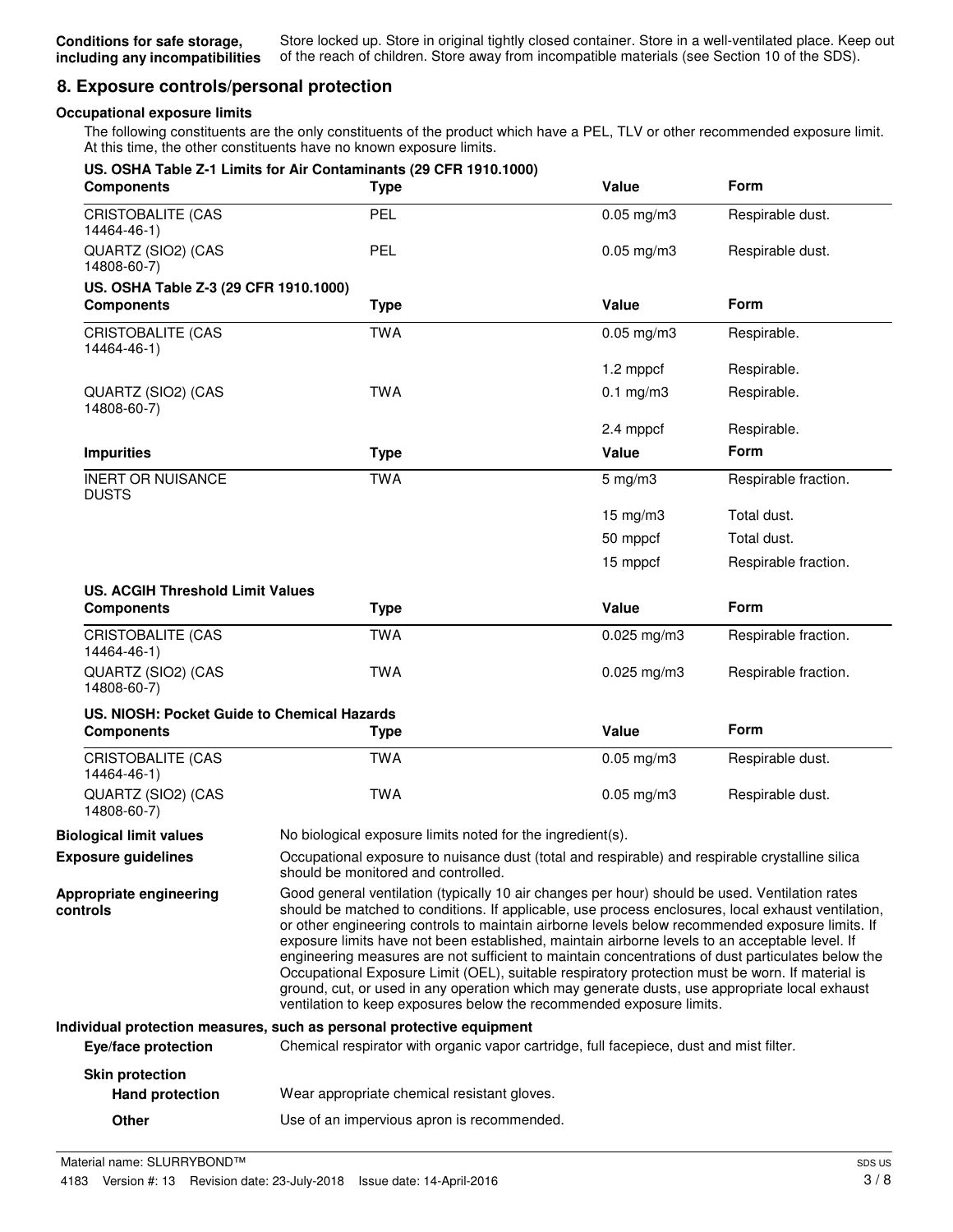**Conditions for safe storage, including any incompatibilities** Store locked up. Store in original tightly closed container. Store in a well-ventilated place. Keep out of the reach of children. Store away from incompatible materials (see Section 10 of the SDS).

## 8. Exposure controls/personal protection

**Occupational exposure limits**

The following constituents are the only constituents of the product which have a PEL, TLV or other recommended exposure limit. At this time, the other constituents have no known exposure limits.

**US. OSHA Table Z-1 Limits for Air Contaminants (29 CFR 1910.1000)**

| Components | Type | Value | Form |
|---|---|---|---|
| CRISTOBALITE (CAS 14464-46-1) | PEL | 0.05 mg/m3 | Respirable dust. |
| QUARTZ (SIO2) (CAS 14808-60-7) | PEL | 0.05 mg/m3 | Respirable dust. |

**US. OSHA Table Z-3 (29 CFR 1910.1000)**

| Components | Type | Value | Form |
|---|---|---|---|
| CRISTOBALITE (CAS 14464-46-1) | TWA | 0.05 mg/m3 | Respirable. |
| | | 1.2 mppcf | Respirable. |
| QUARTZ (SIO2) (CAS 14808-60-7) | TWA | 0.1 mg/m3 | Respirable. |
| | | 2.4 mppcf | Respirable. |

| Impurities | Type | Value | Form |
|---|---|---|---|
| INERT OR NUISANCE DUSTS | TWA | 5 mg/m3 | Respirable fraction. |
| | | 15 mg/m3 | Total dust. |
| | | 50 mppcf | Total dust. |
| | | 15 mppcf | Respirable fraction. |

**US. ACGIH Threshold Limit Values**

| Components | Type | Value | Form |
|---|---|---|---|
| CRISTOBALITE (CAS 14464-46-1) | TWA | 0.025 mg/m3 | Respirable fraction. |
| QUARTZ (SIO2) (CAS 14808-60-7) | TWA | 0.025 mg/m3 | Respirable fraction. |

**US. NIOSH: Pocket Guide to Chemical Hazards**

| Components | Type | Value | Form |
|---|---|---|---|
| CRISTOBALITE (CAS 14464-46-1) | TWA | 0.05 mg/m3 | Respirable dust. |
| QUARTZ (SIO2) (CAS 14808-60-7) | TWA | 0.05 mg/m3 | Respirable dust. |

**Biological limit values** No biological exposure limits noted for the ingredient(s).

**Exposure guidelines** Occupational exposure to nuisance dust (total and respirable) and respirable crystalline silica should be monitored and controlled.

**Appropriate engineering controls** Good general ventilation (typically 10 air changes per hour) should be used. Ventilation rates should be matched to conditions. If applicable, use process enclosures, local exhaust ventilation, or other engineering controls to maintain airborne levels below recommended exposure limits. If exposure limits have not been established, maintain airborne levels to an acceptable level. If engineering measures are not sufficient to maintain concentrations of dust particulates below the Occupational Exposure Limit (OEL), suitable respiratory protection must be worn. If material is ground, cut, or used in any operation which may generate dusts, use appropriate local exhaust ventilation to keep exposures below the recommended exposure limits.

**Individual protection measures, such as personal protective equipment**

**Eye/face protection** Chemical respirator with organic vapor cartridge, full facepiece, dust and mist filter.

**Skin protection**

**Hand protection** Wear appropriate chemical resistant gloves.

**Other** Use of an impervious apron is recommended.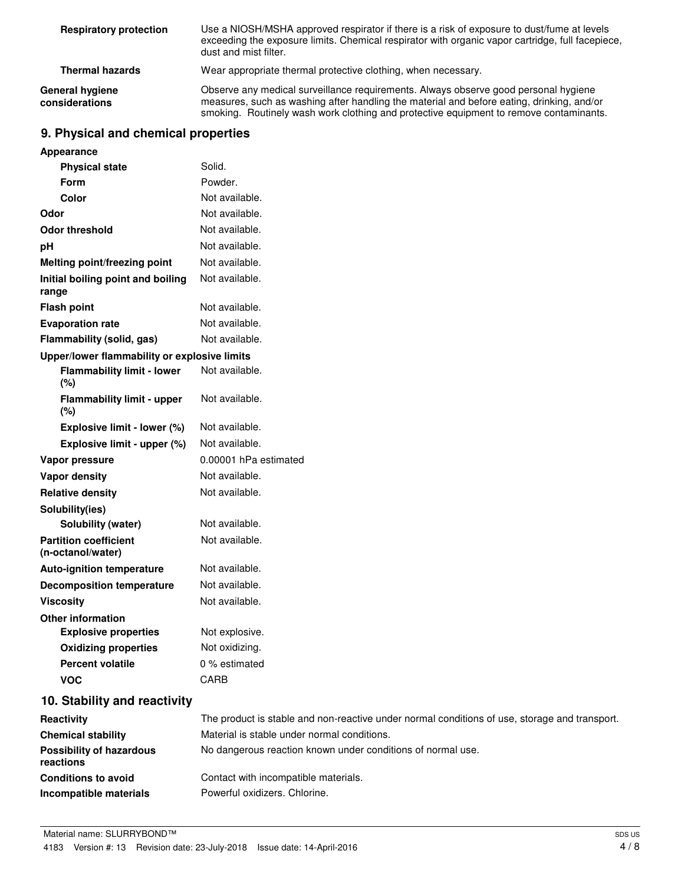| | |
|---|---|
| **Respiratory protection** | Use a NIOSH/MSHA approved respirator if there is a risk of exposure to dust/fume at levels exceeding the exposure limits. Chemical respirator with organic vapor cartridge, full facepiece, dust and mist filter. |
| **Thermal hazards** | Wear appropriate thermal protective clothing, when necessary. |
| **General hygiene considerations** | Observe any medical surveillance requirements. Always observe good personal hygiene measures, such as washing after handling the material and before eating, drinking, and/or smoking. Routinely wash work clothing and protective equipment to remove contaminants. |

## 9. Physical and chemical properties

| | |
|---|---|
| **Appearance** | |
| **Physical state** | Solid. |
| **Form** | Powder. |
| **Color** | Not available. |
| **Odor** | Not available. |
| **Odor threshold** | Not available. |
| **pH** | Not available. |
| **Melting point/freezing point** | Not available. |
| **Initial boiling point and boiling range** | Not available. |
| **Flash point** | Not available. |
| **Evaporation rate** | Not available. |
| **Flammability (solid, gas)** | Not available. |
| **Upper/lower flammability or explosive limits** | |
| **Flammability limit - lower (%)** | Not available. |
| **Flammability limit - upper (%)** | Not available. |
| **Explosive limit - lower (%)** | Not available. |
| **Explosive limit - upper (%)** | Not available. |
| **Vapor pressure** | 0.00001 hPa estimated |
| **Vapor density** | Not available. |
| **Relative density** | Not available. |
| **Solubility(ies)** | |
| **Solubility (water)** | Not available. |
| **Partition coefficient (n-octanol/water)** | Not available. |
| **Auto-ignition temperature** | Not available. |
| **Decomposition temperature** | Not available. |
| **Viscosity** | Not available. |
| **Other information** | |
| **Explosive properties** | Not explosive. |
| **Oxidizing properties** | Not oxidizing. |
| **Percent volatile** | 0 % estimated |
| **VOC** | CARB |

## 10. Stability and reactivity

| | |
|---|---|
| **Reactivity** | The product is stable and non-reactive under normal conditions of use, storage and transport. |
| **Chemical stability** | Material is stable under normal conditions. |
| **Possibility of hazardous reactions** | No dangerous reaction known under conditions of normal use. |
| **Conditions to avoid** | Contact with incompatible materials. |
| **Incompatible materials** | Powerful oxidizers. Chlorine. |

Material name: SLURRYBOND™

4183 Version #: 13 Revision date: 23-July-2018 Issue date: 14-April-2016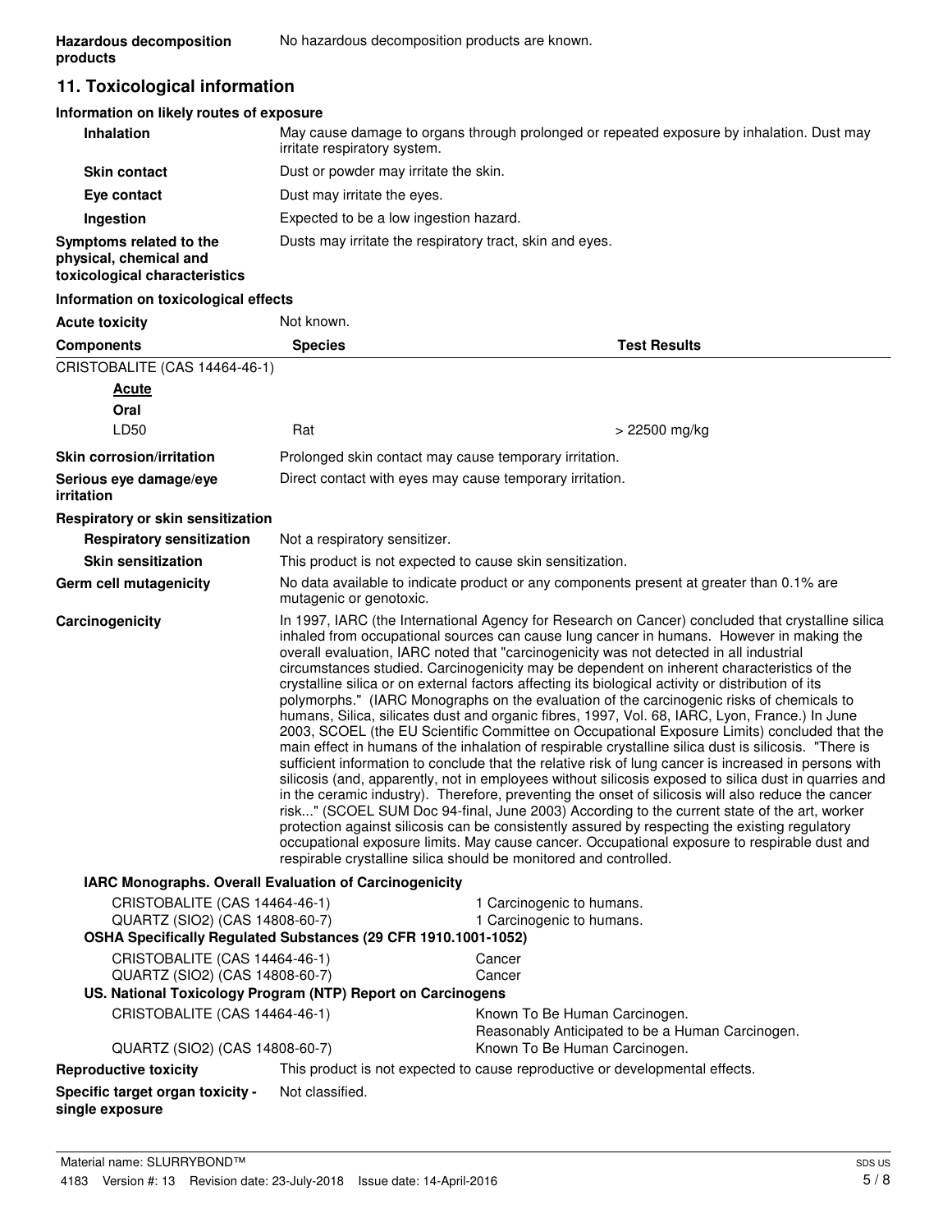**Hazardous decomposition products** No hazardous decomposition products are known.

## 11. Toxicological information

### Information on likely routes of exposure

**Inhalation** May cause damage to organs through prolonged or repeated exposure by inhalation. Dust may irritate respiratory system.

**Skin contact** Dust or powder may irritate the skin.

**Eye contact** Dust may irritate the eyes.

**Ingestion** Expected to be a low ingestion hazard.

**Symptoms related to the physical, chemical and toxicological characteristics** Dusts may irritate the respiratory tract, skin and eyes.

### Information on toxicological effects

**Acute toxicity** Not known.

| Components | Species | Test Results |
|---|---|---|
| CRISTOBALITE (CAS 14464-46-1) | | |
| **Acute** | | |
| **Oral** | | |
| LD50 | Rat | > 22500 mg/kg |

**Skin corrosion/irritation** Prolonged skin contact may cause temporary irritation.

**Serious eye damage/eye irritation** Direct contact with eyes may cause temporary irritation.

**Respiratory or skin sensitization**

**Respiratory sensitization** Not a respiratory sensitizer.

**Skin sensitization** This product is not expected to cause skin sensitization.

**Germ cell mutagenicity** No data available to indicate product or any components present at greater than 0.1% are mutagenic or genotoxic.

**Carcinogenicity** In 1997, IARC (the International Agency for Research on Cancer) concluded that crystalline silica inhaled from occupational sources can cause lung cancer in humans. However in making the overall evaluation, IARC noted that "carcinogenicity was not detected in all industrial circumstances studied. Carcinogenicity may be dependent on inherent characteristics of the crystalline silica or on external factors affecting its biological activity or distribution of its polymorphs." (IARC Monographs on the evaluation of the carcinogenic risks of chemicals to humans, Silica, silicates dust and organic fibres, 1997, Vol. 68, IARC, Lyon, France.) In June 2003, SCOEL (the EU Scientific Committee on Occupational Exposure Limits) concluded that the main effect in humans of the inhalation of respirable crystalline silica dust is silicosis. "There is sufficient information to conclude that the relative risk of lung cancer is increased in persons with silicosis (and, apparently, not in employees without silicosis exposed to silica dust in quarries and in the ceramic industry). Therefore, preventing the onset of silicosis will also reduce the cancer risk..." (SCOEL SUM Doc 94-final, June 2003) According to the current state of the art, worker protection against silicosis can be consistently assured by respecting the existing regulatory occupational exposure limits. May cause cancer. Occupational exposure to respirable dust and respirable crystalline silica should be monitored and controlled.

**IARC Monographs. Overall Evaluation of Carcinogenicity**

| | |
|---|---|
| CRISTOBALITE (CAS 14464-46-1) | 1 Carcinogenic to humans. |
| QUARTZ (SIO2) (CAS 14808-60-7) | 1 Carcinogenic to humans. |

**OSHA Specifically Regulated Substances (29 CFR 1910.1001-1052)**

| | |
|---|---|
| CRISTOBALITE (CAS 14464-46-1) | Cancer |
| QUARTZ (SIO2) (CAS 14808-60-7) | Cancer |

**US. National Toxicology Program (NTP) Report on Carcinogens**

| | |
|---|---|
| CRISTOBALITE (CAS 14464-46-1) | Known To Be Human Carcinogen.<br>Reasonably Anticipated to be a Human Carcinogen. |
| QUARTZ (SIO2) (CAS 14808-60-7) | Known To Be Human Carcinogen. |

**Reproductive toxicity** This product is not expected to cause reproductive or developmental effects.

**Specific target organ toxicity - single exposure** Not classified.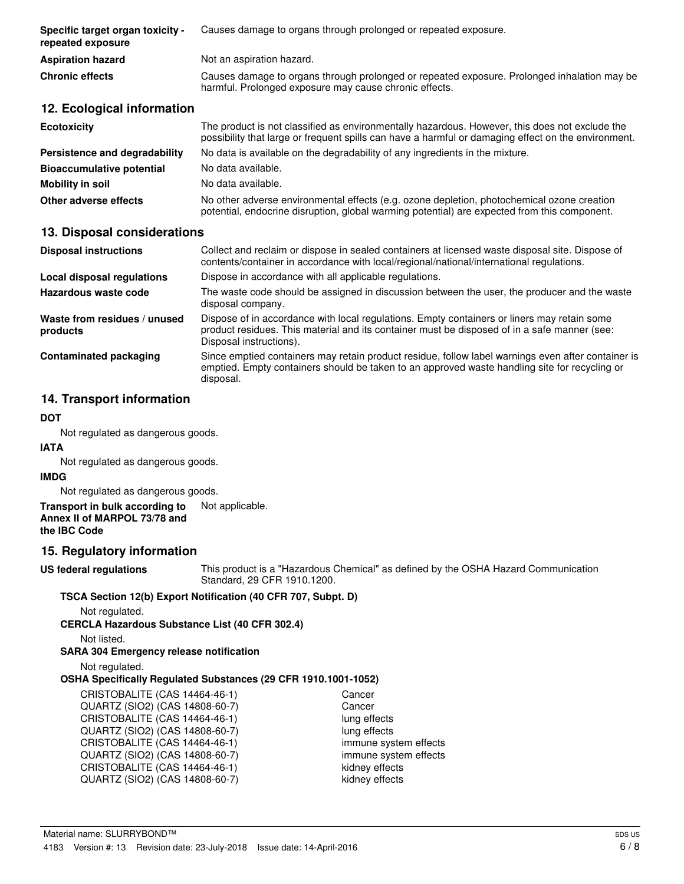| | |
|---|---|
| **Specific target organ toxicity - repeated exposure** | Causes damage to organs through prolonged or repeated exposure. |
| **Aspiration hazard** | Not an aspiration hazard. |
| **Chronic effects** | Causes damage to organs through prolonged or repeated exposure. Prolonged inhalation may be harmful. Prolonged exposure may cause chronic effects. |

## 12. Ecological information

| | |
|---|---|
| **Ecotoxicity** | The product is not classified as environmentally hazardous. However, this does not exclude the possibility that large or frequent spills can have a harmful or damaging effect on the environment. |
| **Persistence and degradability** | No data is available on the degradability of any ingredients in the mixture. |
| **Bioaccumulative potential** | No data available. |
| **Mobility in soil** | No data available. |
| **Other adverse effects** | No other adverse environmental effects (e.g. ozone depletion, photochemical ozone creation potential, endocrine disruption, global warming potential) are expected from this component. |

## 13. Disposal considerations

| | |
|---|---|
| **Disposal instructions** | Collect and reclaim or dispose in sealed containers at licensed waste disposal site. Dispose of contents/container in accordance with local/regional/national/international regulations. |
| **Local disposal regulations** | Dispose in accordance with all applicable regulations. |
| **Hazardous waste code** | The waste code should be assigned in discussion between the user, the producer and the waste disposal company. |
| **Waste from residues / unused products** | Dispose of in accordance with local regulations. Empty containers or liners may retain some product residues. This material and its container must be disposed of in a safe manner (see: Disposal instructions). |
| **Contaminated packaging** | Since emptied containers may retain product residue, follow label warnings even after container is emptied. Empty containers should be taken to an approved waste handling site for recycling or disposal. |

## 14. Transport information

**DOT**

Not regulated as dangerous goods.

**IATA**

Not regulated as dangerous goods.

**IMDG**

Not regulated as dangerous goods.

**Transport in bulk according to Annex II of MARPOL 73/78 and the IBC Code** Not applicable.

## 15. Regulatory information

**US federal regulations** This product is a "Hazardous Chemical" as defined by the OSHA Hazard Communication Standard, 29 CFR 1910.1200.

**TSCA Section 12(b) Export Notification (40 CFR 707, Subpt. D)**

Not regulated.

**CERCLA Hazardous Substance List (40 CFR 302.4)**

Not listed.

**SARA 304 Emergency release notification**

Not regulated.

**OSHA Specifically Regulated Substances (29 CFR 1910.1001-1052)**

| | |
|---|---|
| CRISTOBALITE (CAS 14464-46-1) | Cancer |
| QUARTZ (SIO2) (CAS 14808-60-7) | Cancer |
| CRISTOBALITE (CAS 14464-46-1) | lung effects |
| QUARTZ (SIO2) (CAS 14808-60-7) | lung effects |
| CRISTOBALITE (CAS 14464-46-1) | immune system effects |
| QUARTZ (SIO2) (CAS 14808-60-7) | immune system effects |
| CRISTOBALITE (CAS 14464-46-1) | kidney effects |
| QUARTZ (SIO2) (CAS 14808-60-7) | kidney effects |

Material name: SLURRYBOND™

4183 Version #: 13 Revision date: 23-July-2018 Issue date: 14-April-2016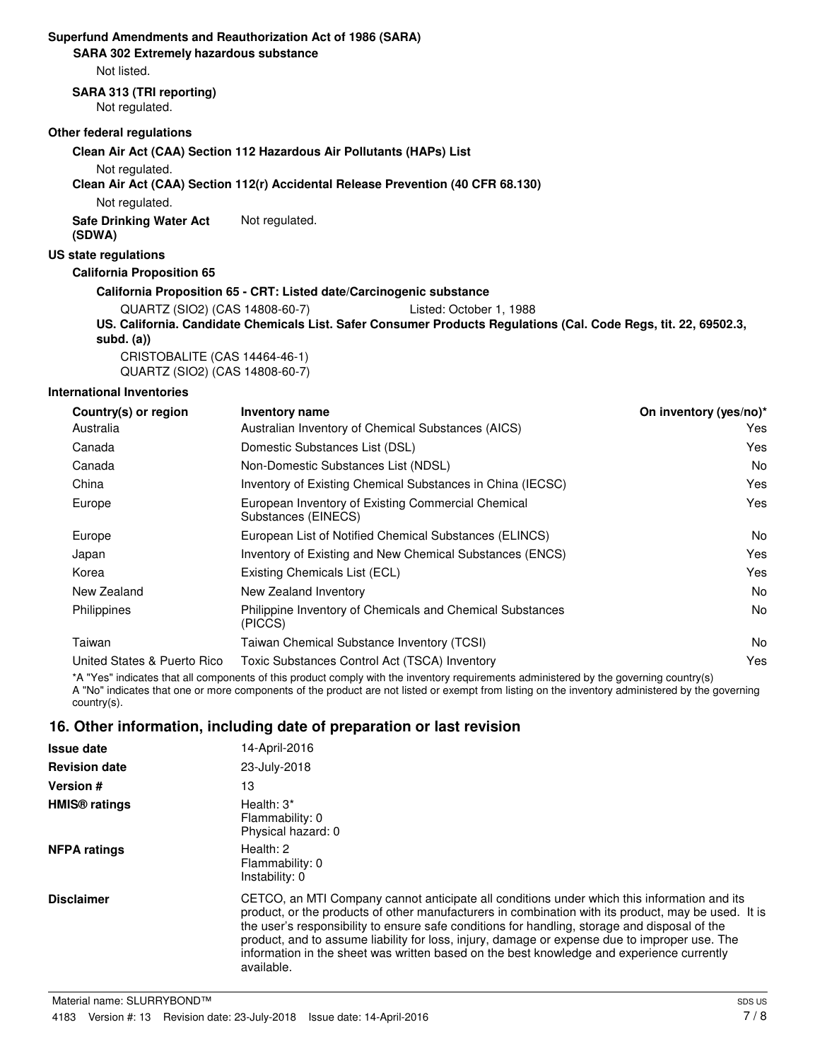**Superfund Amendments and Reauthorization Act of 1986 (SARA)**

**SARA 302 Extremely hazardous substance**

Not listed.

**SARA 313 (TRI reporting)**

Not regulated.

**Other federal regulations**

**Clean Air Act (CAA) Section 112 Hazardous Air Pollutants (HAPs) List**

Not regulated.

**Clean Air Act (CAA) Section 112(r) Accidental Release Prevention (40 CFR 68.130)**

Not regulated.

**Safe Drinking Water Act (SDWA)** Not regulated.

**US state regulations**

**California Proposition 65**

**California Proposition 65 - CRT: Listed date/Carcinogenic substance**

QUARTZ (SIO2) (CAS 14808-60-7) Listed: October 1, 1988

**US. California. Candidate Chemicals List. Safer Consumer Products Regulations (Cal. Code Regs, tit. 22, 69502.3, subd. (a))**

CRISTOBALITE (CAS 14464-46-1)
QUARTZ (SIO2) (CAS 14808-60-7)

**International Inventories**

| Country(s) or region | Inventory name | On inventory (yes/no)* |
|---|---|---|
| Australia | Australian Inventory of Chemical Substances (AICS) | Yes |
| Canada | Domestic Substances List (DSL) | Yes |
| Canada | Non-Domestic Substances List (NDSL) | No |
| China | Inventory of Existing Chemical Substances in China (IECSC) | Yes |
| Europe | European Inventory of Existing Commercial Chemical Substances (EINECS) | Yes |
| Europe | European List of Notified Chemical Substances (ELINCS) | No |
| Japan | Inventory of Existing and New Chemical Substances (ENCS) | Yes |
| Korea | Existing Chemicals List (ECL) | Yes |
| New Zealand | New Zealand Inventory | No |
| Philippines | Philippine Inventory of Chemicals and Chemical Substances (PICCS) | No |
| Taiwan | Taiwan Chemical Substance Inventory (TCSI) | No |
| United States & Puerto Rico | Toxic Substances Control Act (TSCA) Inventory | Yes |

*A "Yes" indicates that all components of this product comply with the inventory requirements administered by the governing country(s)
A "No" indicates that one or more components of the product are not listed or exempt from listing on the inventory administered by the governing country(s).

## 16. Other information, including date of preparation or last revision

**Issue date** 14-April-2016

**Revision date** 23-July-2018

**Version #** 13

**HMIS® ratings** Health: 3*
Flammability: 0
Physical hazard: 0

**NFPA ratings** Health: 2
Flammability: 0
Instability: 0

**Disclaimer** CETCO, an MTI Company cannot anticipate all conditions under which this information and its product, or the products of other manufacturers in combination with its product, may be used. It is the user's responsibility to ensure safe conditions for handling, storage and disposal of the product, and to assume liability for loss, injury, damage or expense due to improper use. The information in the sheet was written based on the best knowledge and experience currently available.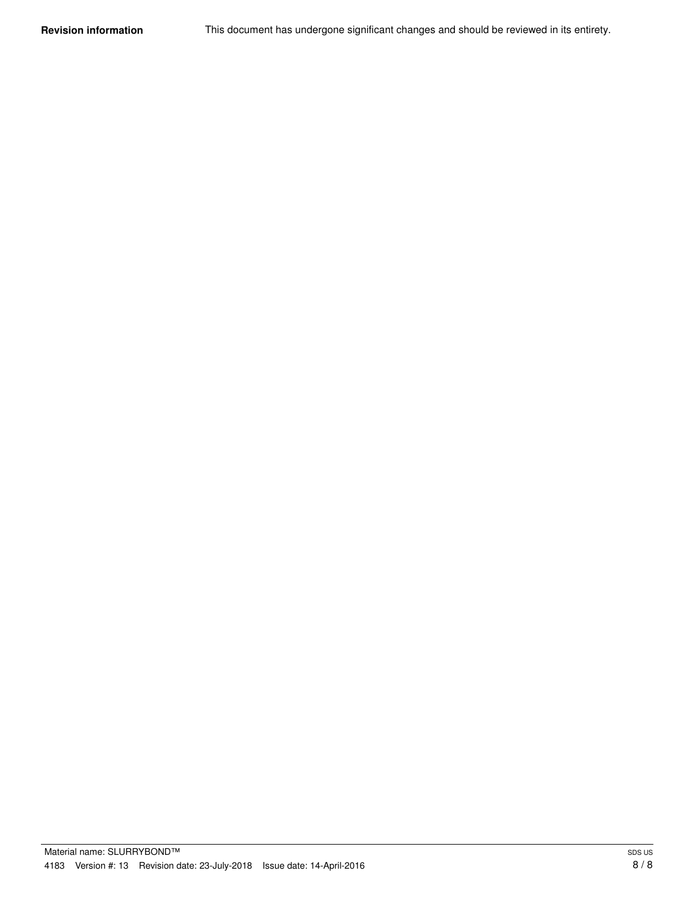**Revision information** This document has undergone significant changes and should be reviewed in its entirety.